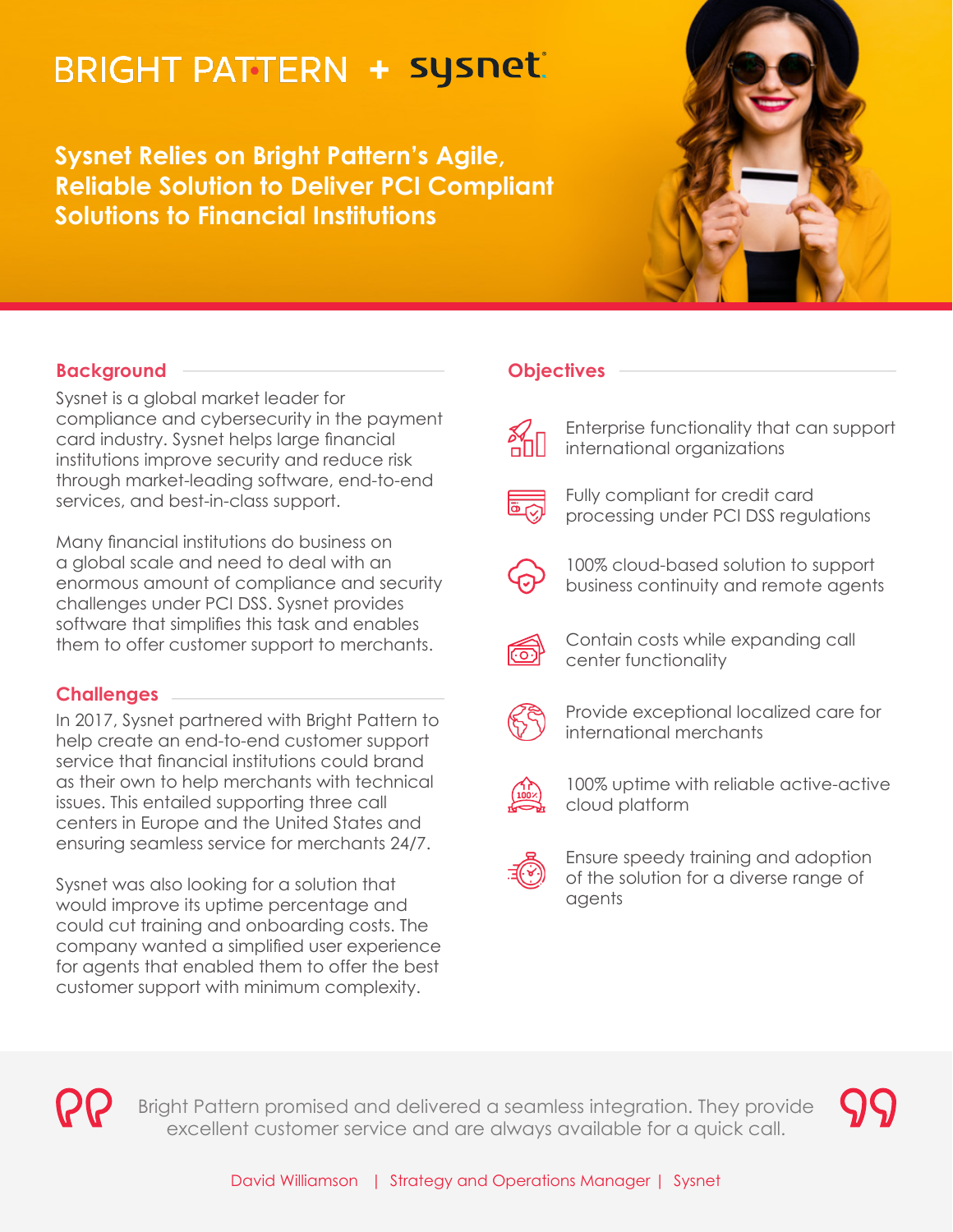BRIGHT PATTERN + sysnet

# Sysnet Relies on Bright Pattern's Agile, Reliable Solution to Deliver PCI Compliant Solutions to Financial Institutions

## Background

Sysnet is a global market leader for compliance and cybersecurity in the payment card industry. Sysnet helps large financial institutions improve security and reduce risk through market-leading software, end-to-end services, and best-in-class support.

Many financial institutions do business on a global scale and need to deal with an enormous amount of compliance and security challenges under PCI DSS. Sysnet provides software that simplifies this task and enables them to offer customer support to merchants.

## Challenges

In 2017, Sysnet partnered with Bright Pattern to help create an end-to-end customer support service that financial institutions could brand as their own to help merchants with technical issues. This entailed supporting three call centers in Europe and the United States and ensuring seamless service for merchants 24/7.

Sysnet was also looking for a solution that would improve its uptime percentage and could cut training and onboarding costs. The company wanted a simplified user experience for agents that enabled them to offer the best customer support with minimum complexity.

## Objectives

- Enterprise functionality that can support international organizations
- Fully compliant for credit card processing under PCI DSS regulations
- 100% cloud-based solution to support business continuity and remote agents
- Contain costs while expanding call center functionality
- Provide exceptional localized care for international merchants
- 100% uptime with reliable active-active cloud platform
- Ensure speedy training and adoption of the solution for a diverse range of agents

> Bright Pattern promised and delivered a seamless integration. They provide excellent customer service and are always available for a quick call.

David Williamson | Strategy and Operations Manager | Sysnet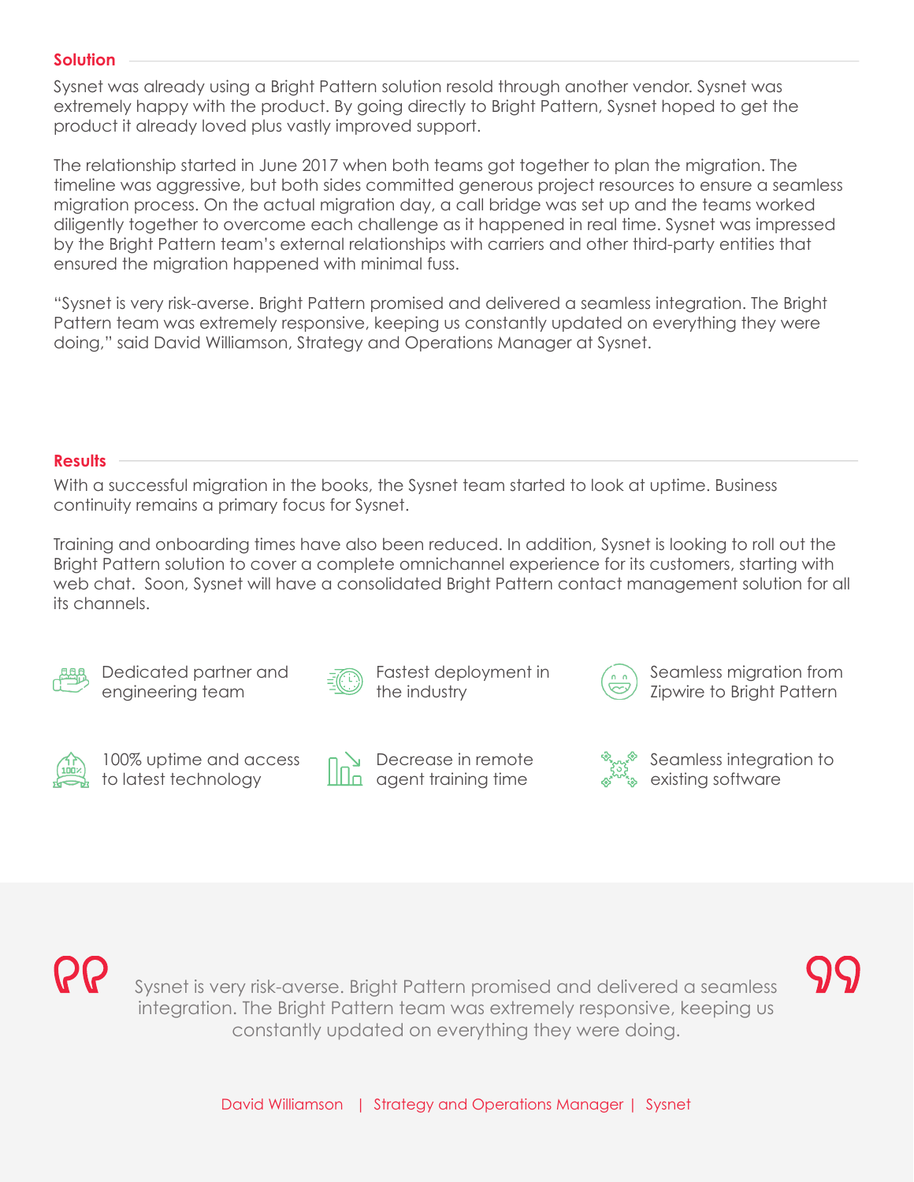## Solution

Sysnet was already using a Bright Pattern solution resold through another vendor. Sysnet was extremely happy with the product. By going directly to Bright Pattern, Sysnet hoped to get the product it already loved plus vastly improved support.

The relationship started in June 2017 when both teams got together to plan the migration. The timeline was aggressive, but both sides committed generous project resources to ensure a seamless migration process. On the actual migration day, a call bridge was set up and the teams worked diligently together to overcome each challenge as it happened in real time. Sysnet was impressed by the Bright Pattern team's external relationships with carriers and other third-party entities that ensured the migration happened with minimal fuss.

"Sysnet is very risk-averse. Bright Pattern promised and delivered a seamless integration. The Bright Pattern team was extremely responsive, keeping us constantly updated on everything they were doing," said David Williamson, Strategy and Operations Manager at Sysnet.

## Results

With a successful migration in the books, the Sysnet team started to look at uptime. Business continuity remains a primary focus for Sysnet.

Training and onboarding times have also been reduced. In addition, Sysnet is looking to roll out the Bright Pattern solution to cover a complete omnichannel experience for its customers, starting with web chat. Soon, Sysnet will have a consolidated Bright Pattern contact management solution for all its channels.

- Dedicated partner and engineering team
- Fastest deployment in the industry
- Seamless migration from Zipwire to Bright Pattern
- 100% uptime and access to latest technology
- Decrease in remote agent training time
- Seamless integration to existing software

> Sysnet is very risk-averse. Bright Pattern promised and delivered a seamless integration. The Bright Pattern team was extremely responsive, keeping us constantly updated on everything they were doing.

David Williamson | Strategy and Operations Manager | Sysnet